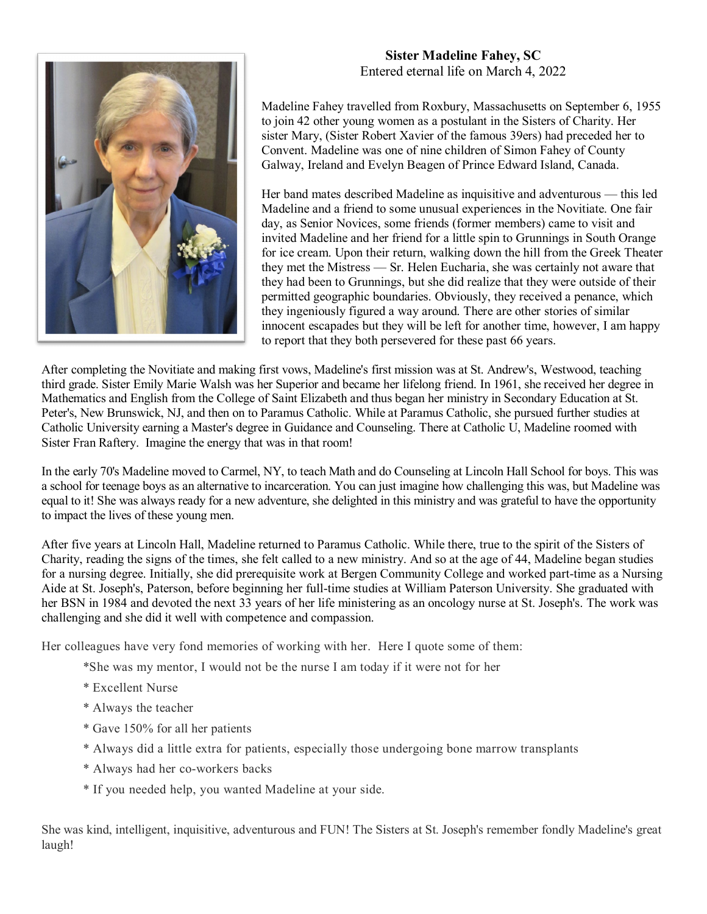**Sister Madeline Fahey, SC**
Entered eternal life on March 4, 2022

Madeline Fahey travelled from Roxbury, Massachusetts on September 6, 1955 to join 42 other young women as a postulant in the Sisters of Charity. Her sister Mary, (Sister Robert Xavier of the famous 39ers) had preceded her to Convent. Madeline was one of nine children of Simon Fahey of County Galway, Ireland and Evelyn Beagen of Prince Edward Island, Canada.

Her band mates described Madeline as inquisitive and adventurous — this led Madeline and a friend to some unusual experiences in the Novitiate. One fair day, as Senior Novices, some friends (former members) came to visit and invited Madeline and her friend for a little spin to Grunnings in South Orange for ice cream. Upon their return, walking down the hill from the Greek Theater they met the Mistress — Sr. Helen Eucharia, she was certainly not aware that they had been to Grunnings, but she did realize that they were outside of their permitted geographic boundaries. Obviously, they received a penance, which they ingeniously figured a way around. There are other stories of similar innocent escapades but they will be left for another time, however, I am happy to report that they both persevered for these past 66 years.

After completing the Novitiate and making first vows, Madeline's first mission was at St. Andrew's, Westwood, teaching third grade. Sister Emily Marie Walsh was her Superior and became her lifelong friend. In 1961, she received her degree in Mathematics and English from the College of Saint Elizabeth and thus began her ministry in Secondary Education at St. Peter's, New Brunswick, NJ, and then on to Paramus Catholic. While at Paramus Catholic, she pursued further studies at Catholic University earning a Master's degree in Guidance and Counseling. There at Catholic U, Madeline roomed with Sister Fran Raftery. Imagine the energy that was in that room!

In the early 70's Madeline moved to Carmel, NY, to teach Math and do Counseling at Lincoln Hall School for boys. This was a school for teenage boys as an alternative to incarceration. You can just imagine how challenging this was, but Madeline was equal to it! She was always ready for a new adventure, she delighted in this ministry and was grateful to have the opportunity to impact the lives of these young men.

After five years at Lincoln Hall, Madeline returned to Paramus Catholic. While there, true to the spirit of the Sisters of Charity, reading the signs of the times, she felt called to a new ministry. And so at the age of 44, Madeline began studies for a nursing degree. Initially, she did prerequisite work at Bergen Community College and worked part-time as a Nursing Aide at St. Joseph's, Paterson, before beginning her full-time studies at William Paterson University. She graduated with her BSN in 1984 and devoted the next 33 years of her life ministering as an oncology nurse at St. Joseph's. The work was challenging and she did it well with competence and compassion.

Her colleagues have very fond memories of working with her. Here I quote some of them:

- She was my mentor, I would not be the nurse I am today if it were not for her
- Excellent Nurse
- Always the teacher
- Gave 150% for all her patients
- Always did a little extra for patients, especially those undergoing bone marrow transplants
- Always had her co-workers backs
- If you needed help, you wanted Madeline at your side.

She was kind, intelligent, inquisitive, adventurous and FUN! The Sisters at St. Joseph's remember fondly Madeline's great laugh!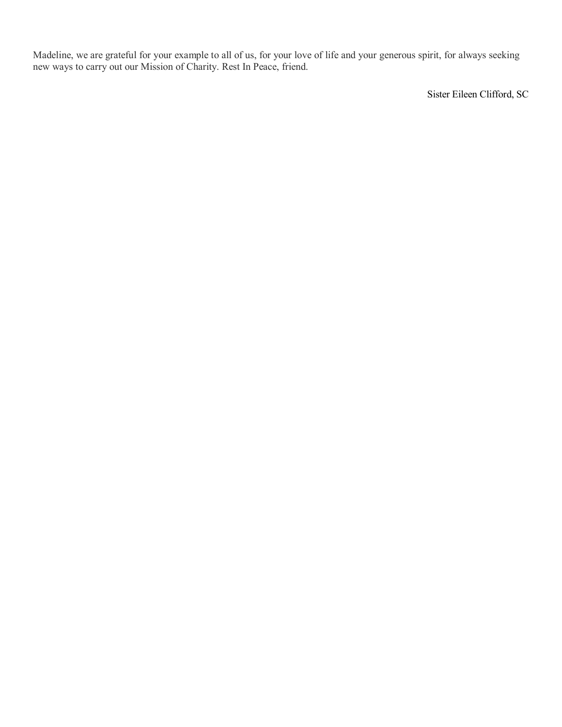Madeline, we are grateful for your example to all of us, for your love of life and your generous spirit, for always seeking new ways to carry out our Mission of Charity. Rest In Peace, friend.

Sister Eileen Clifford, SC